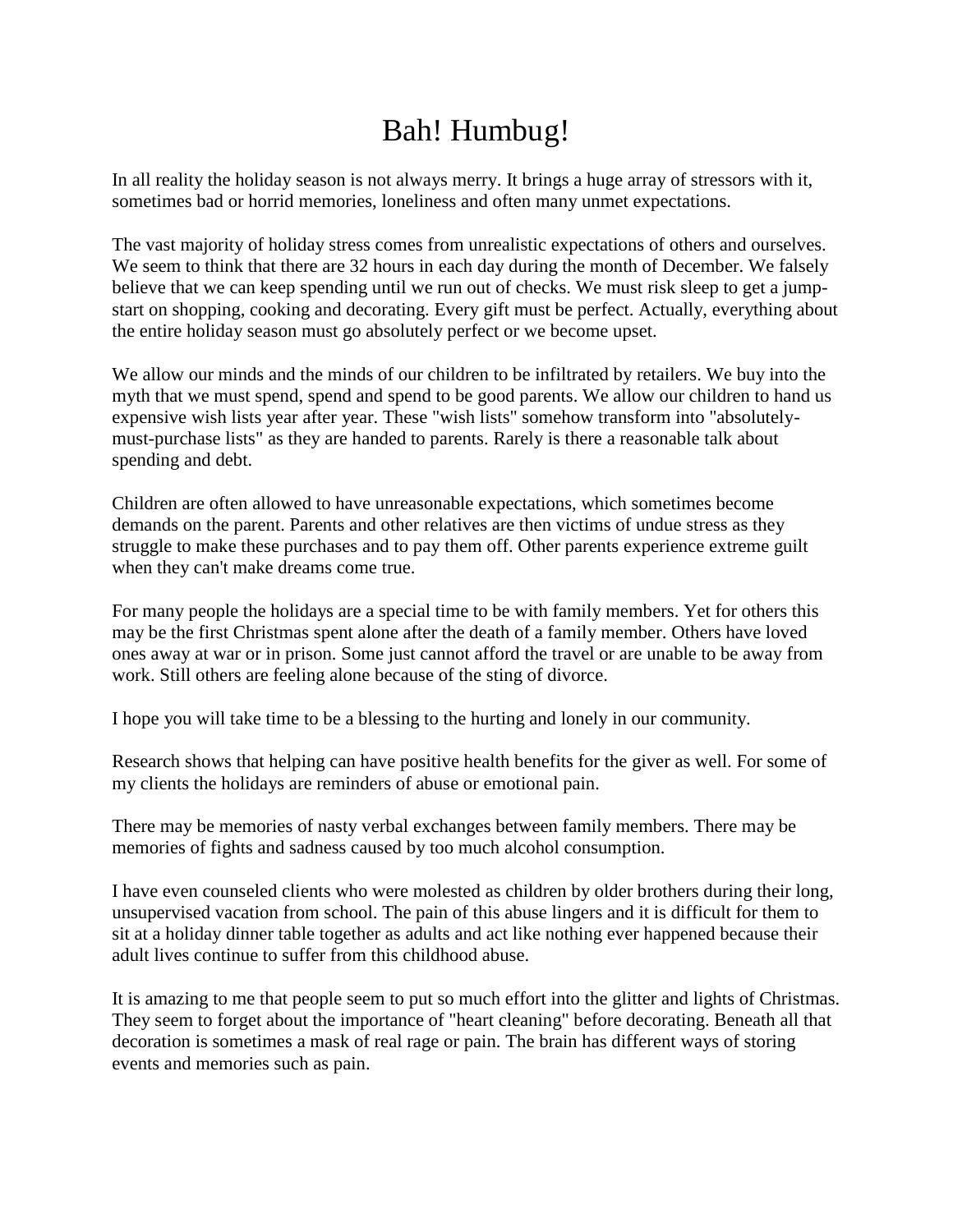# Bah! Humbug!

In all reality the holiday season is not always merry. It brings a huge array of stressors with it, sometimes bad or horrid memories, loneliness and often many unmet expectations.

The vast majority of holiday stress comes from unrealistic expectations of others and ourselves. We seem to think that there are 32 hours in each day during the month of December. We falsely believe that we can keep spending until we run out of checks. We must risk sleep to get a jump-start on shopping, cooking and decorating. Every gift must be perfect. Actually, everything about the entire holiday season must go absolutely perfect or we become upset.

We allow our minds and the minds of our children to be infiltrated by retailers. We buy into the myth that we must spend, spend and spend to be good parents. We allow our children to hand us expensive wish lists year after year. These "wish lists" somehow transform into "absolutely-must-purchase lists" as they are handed to parents. Rarely is there a reasonable talk about spending and debt.

Children are often allowed to have unreasonable expectations, which sometimes become demands on the parent. Parents and other relatives are then victims of undue stress as they struggle to make these purchases and to pay them off. Other parents experience extreme guilt when they can't make dreams come true.

For many people the holidays are a special time to be with family members. Yet for others this may be the first Christmas spent alone after the death of a family member. Others have loved ones away at war or in prison. Some just cannot afford the travel or are unable to be away from work. Still others are feeling alone because of the sting of divorce.

I hope you will take time to be a blessing to the hurting and lonely in our community.

Research shows that helping can have positive health benefits for the giver as well. For some of my clients the holidays are reminders of abuse or emotional pain.

There may be memories of nasty verbal exchanges between family members. There may be memories of fights and sadness caused by too much alcohol consumption.

I have even counseled clients who were molested as children by older brothers during their long, unsupervised vacation from school. The pain of this abuse lingers and it is difficult for them to sit at a holiday dinner table together as adults and act like nothing ever happened because their adult lives continue to suffer from this childhood abuse.

It is amazing to me that people seem to put so much effort into the glitter and lights of Christmas. They seem to forget about the importance of "heart cleaning" before decorating. Beneath all that decoration is sometimes a mask of real rage or pain. The brain has different ways of storing events and memories such as pain.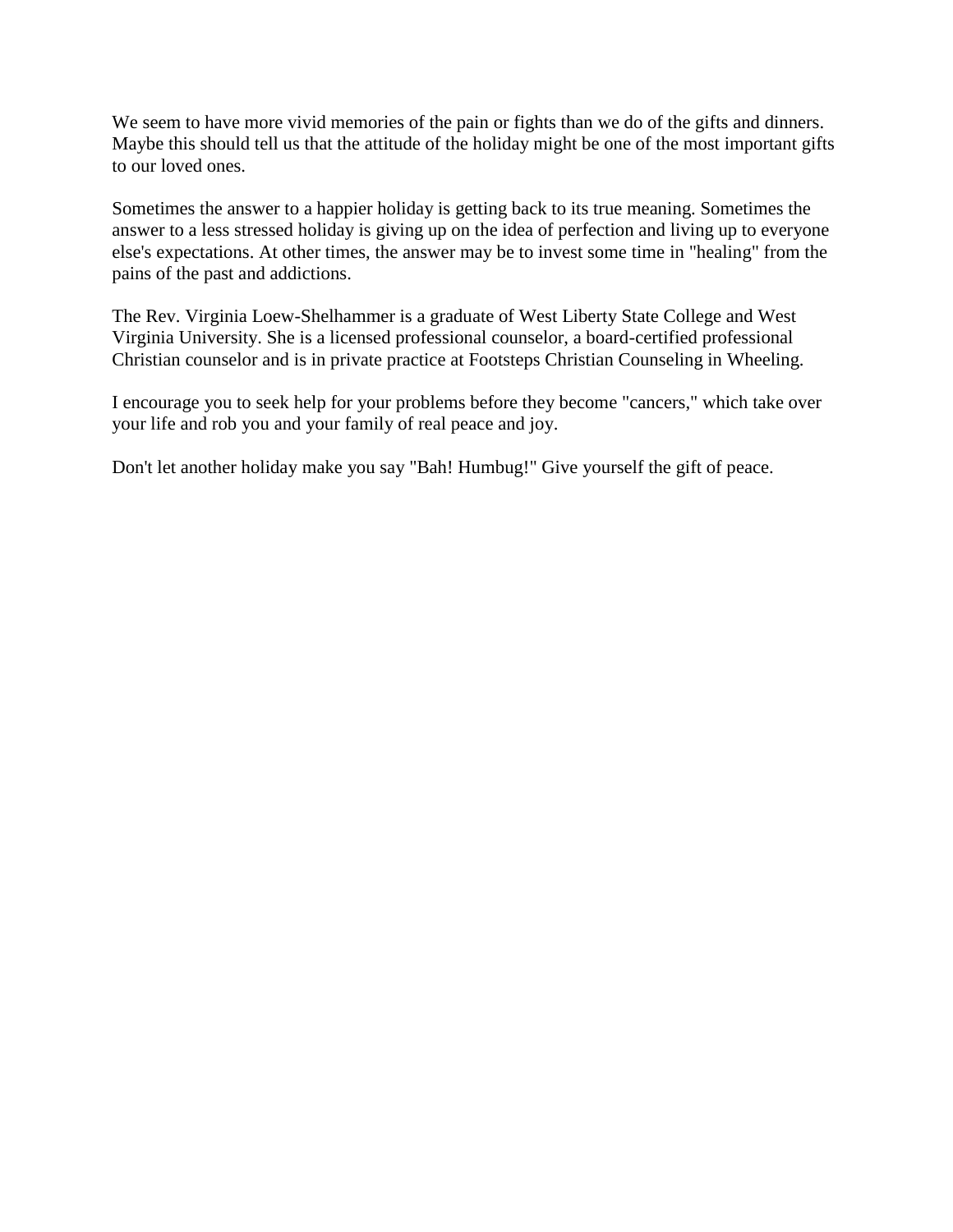We seem to have more vivid memories of the pain or fights than we do of the gifts and dinners. Maybe this should tell us that the attitude of the holiday might be one of the most important gifts to our loved ones.

Sometimes the answer to a happier holiday is getting back to its true meaning. Sometimes the answer to a less stressed holiday is giving up on the idea of perfection and living up to everyone else's expectations. At other times, the answer may be to invest some time in "healing" from the pains of the past and addictions.

The Rev. Virginia Loew-Shelhammer is a graduate of West Liberty State College and West Virginia University. She is a licensed professional counselor, a board-certified professional Christian counselor and is in private practice at Footsteps Christian Counseling in Wheeling.

I encourage you to seek help for your problems before they become "cancers," which take over your life and rob you and your family of real peace and joy.

Don't let another holiday make you say "Bah! Humbug!" Give yourself the gift of peace.